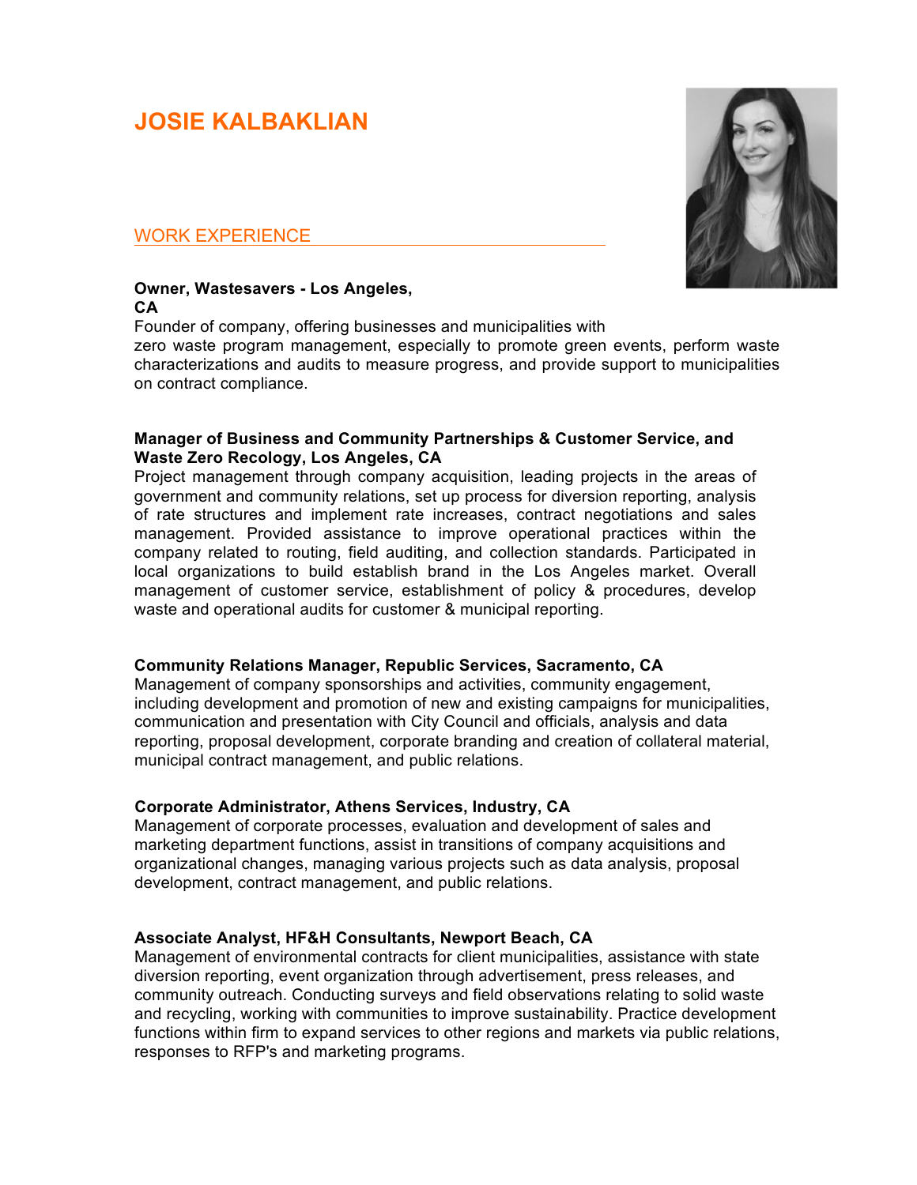# JOSIE KALBAKLIAN

## WORK EXPERIENCE

**Owner, Wastesavers - Los Angeles, CA**

Founder of company, offering businesses and municipalities with zero waste program management, especially to promote green events, perform waste characterizations and audits to measure progress, and provide support to municipalities on contract compliance.

**Manager of Business and Community Partnerships & Customer Service, and Waste Zero Recology, Los Angeles, CA**

Project management through company acquisition, leading projects in the areas of government and community relations, set up process for diversion reporting, analysis of rate structures and implement rate increases, contract negotiations and sales management. Provided assistance to improve operational practices within the company related to routing, field auditing, and collection standards. Participated in local organizations to build establish brand in the Los Angeles market. Overall management of customer service, establishment of policy & procedures, develop waste and operational audits for customer & municipal reporting.

**Community Relations Manager, Republic Services, Sacramento, CA**

Management of company sponsorships and activities, community engagement, including development and promotion of new and existing campaigns for municipalities, communication and presentation with City Council and officials, analysis and data reporting, proposal development, corporate branding and creation of collateral material, municipal contract management, and public relations.

**Corporate Administrator, Athens Services, Industry, CA**

Management of corporate processes, evaluation and development of sales and marketing department functions, assist in transitions of company acquisitions and organizational changes, managing various projects such as data analysis, proposal development, contract management, and public relations.

**Associate Analyst, HF&H Consultants, Newport Beach, CA**

Management of environmental contracts for client municipalities, assistance with state diversion reporting, event organization through advertisement, press releases, and community outreach. Conducting surveys and field observations relating to solid waste and recycling, working with communities to improve sustainability. Practice development functions within firm to expand services to other regions and markets via public relations, responses to RFP's and marketing programs.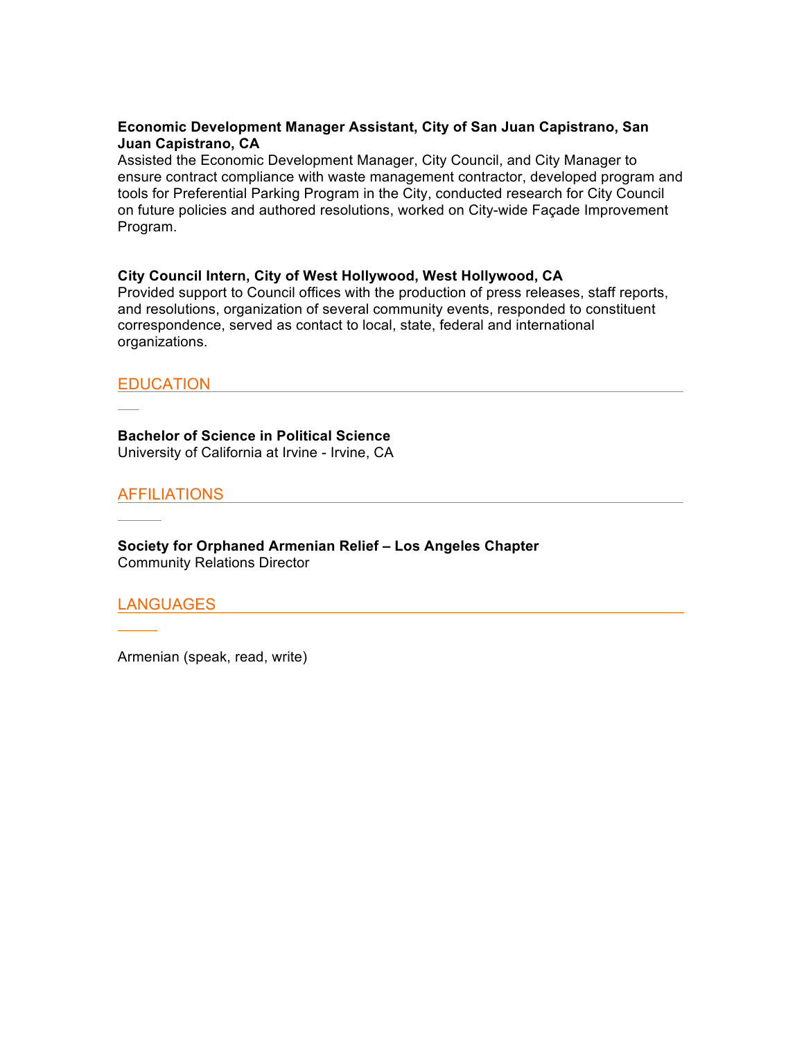**Economic Development Manager Assistant, City of San Juan Capistrano, San Juan Capistrano, CA**
Assisted the Economic Development Manager, City Council, and City Manager to ensure contract compliance with waste management contractor, developed program and tools for Preferential Parking Program in the City, conducted research for City Council on future policies and authored resolutions, worked on City-wide Façade Improvement Program.

**City Council Intern, City of West Hollywood, West Hollywood, CA**
Provided support to Council offices with the production of press releases, staff reports, and resolutions, organization of several community events, responded to constituent correspondence, served as contact to local, state, federal and international organizations.

## EDUCATION

**Bachelor of Science in Political Science**
University of California at Irvine - Irvine, CA

## AFFILIATIONS

**Society for Orphaned Armenian Relief – Los Angeles Chapter**
Community Relations Director

## LANGUAGES

Armenian (speak, read, write)